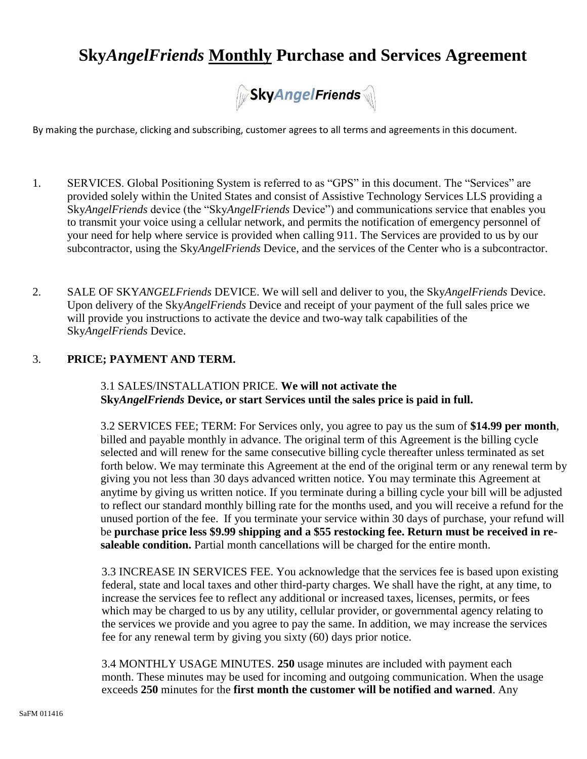# Sky*AngelFriends* Monthly Purchase and Services Agreement

By making the purchase, clicking and subscribing, customer agrees to all terms and agreements in this document.

1. SERVICES. Global Positioning System is referred to as "GPS" in this document. The "Services" are provided solely within the United States and consist of Assistive Technology Services LLS providing a Sky*AngelFriends* device (the "Sky*AngelFriends* Device") and communications service that enables you to transmit your voice using a cellular network, and permits the notification of emergency personnel of your need for help where service is provided when calling 911. The Services are provided to us by our subcontractor, using the Sky*AngelFriends* Device, and the services of the Center who is a subcontractor.

2. SALE OF SKY*ANGELFriends* DEVICE. We will sell and deliver to you, the Sky*AngelFriends* Device. Upon delivery of the Sky*AngelFriends* Device and receipt of your payment of the full sales price we will provide you instructions to activate the device and two-way talk capabilities of the Sky*AngelFriends* Device.

3. **PRICE; PAYMENT AND TERM.**

   3.1 SALES/INSTALLATION PRICE. **We will not activate the Sky*AngelFriends* Device, or start Services until the sales price is paid in full.**

   3.2 SERVICES FEE; TERM: For Services only, you agree to pay us the sum of **$14.99 per month**, billed and payable monthly in advance. The original term of this Agreement is the billing cycle selected and will renew for the same consecutive billing cycle thereafter unless terminated as set forth below. We may terminate this Agreement at the end of the original term or any renewal term by giving you not less than 30 days advanced written notice. You may terminate this Agreement at anytime by giving us written notice. If you terminate during a billing cycle your bill will be adjusted to reflect our standard monthly billing rate for the months used, and you will receive a refund for the unused portion of the fee. If you terminate your service within 30 days of purchase, your refund will be **purchase price less $9.99 shipping and a $55 restocking fee. Return must be received in re-saleable condition.** Partial month cancellations will be charged for the entire month.

   3.3 INCREASE IN SERVICES FEE. You acknowledge that the services fee is based upon existing federal, state and local taxes and other third-party charges. We shall have the right, at any time, to increase the services fee to reflect any additional or increased taxes, licenses, permits, or fees which may be charged to us by any utility, cellular provider, or governmental agency relating to the services we provide and you agree to pay the same. In addition, we may increase the services fee for any renewal term by giving you sixty (60) days prior notice.

   3.4 MONTHLY USAGE MINUTES. **250** usage minutes are included with payment each month. These minutes may be used for incoming and outgoing communication. When the usage exceeds **250** minutes for the **first month the customer will be notified and warned**. Any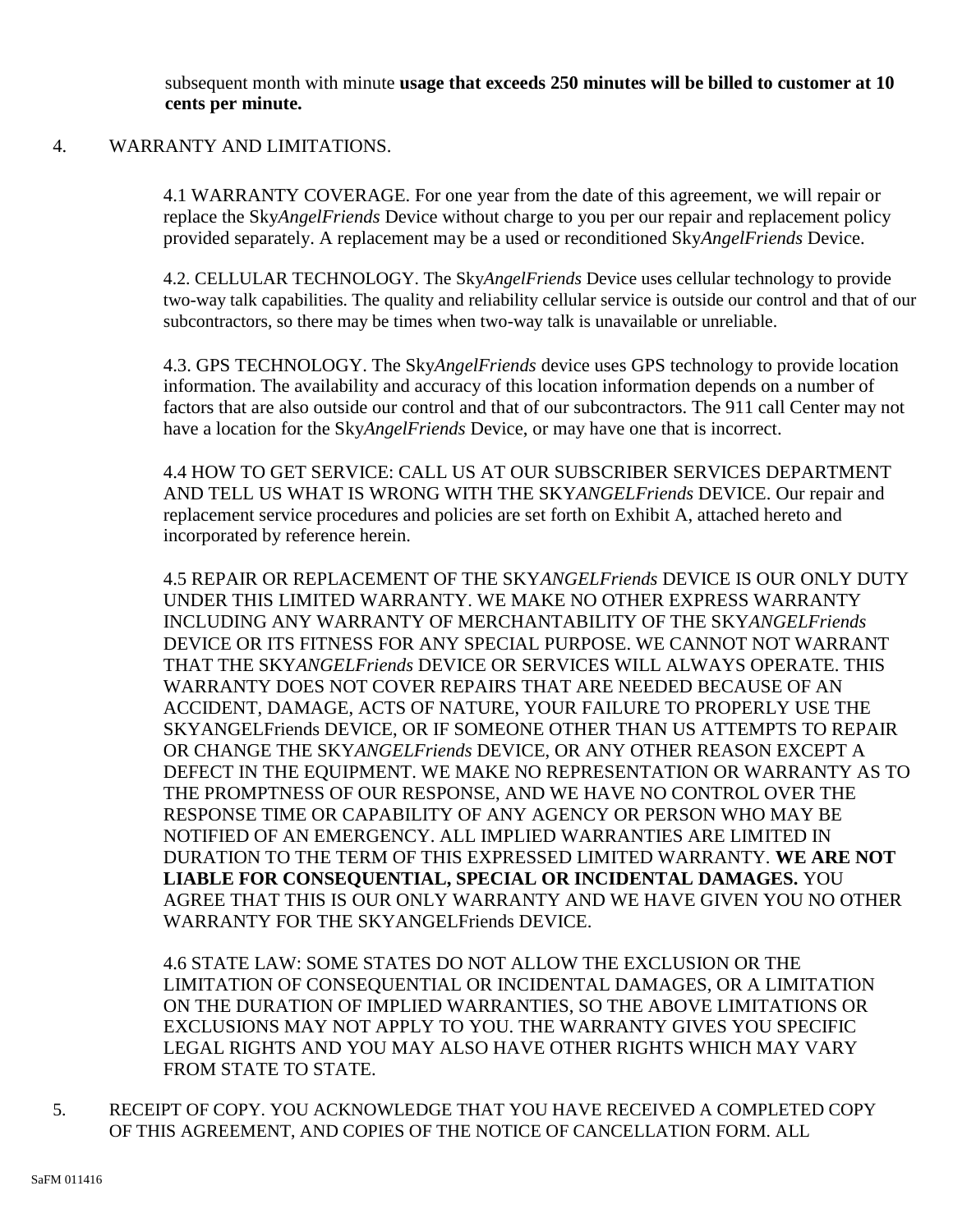subsequent month with minute **usage that exceeds 250 minutes will be billed to customer at 10 cents per minute.**

4. WARRANTY AND LIMITATIONS.

4.1 WARRANTY COVERAGE. For one year from the date of this agreement, we will repair or replace the Sky*AngelFriends* Device without charge to you per our repair and replacement policy provided separately. A replacement may be a used or reconditioned Sky*AngelFriends* Device.

4.2. CELLULAR TECHNOLOGY. The Sky*AngelFriends* Device uses cellular technology to provide two-way talk capabilities. The quality and reliability cellular service is outside our control and that of our subcontractors, so there may be times when two-way talk is unavailable or unreliable.

4.3. GPS TECHNOLOGY. The Sky*AngelFriends* device uses GPS technology to provide location information. The availability and accuracy of this location information depends on a number of factors that are also outside our control and that of our subcontractors. The 911 call Center may not have a location for the Sky*AngelFriends* Device, or may have one that is incorrect.

4.4 HOW TO GET SERVICE: CALL US AT OUR SUBSCRIBER SERVICES DEPARTMENT AND TELL US WHAT IS WRONG WITH THE SKY*ANGELFriends* DEVICE. Our repair and replacement service procedures and policies are set forth on Exhibit A, attached hereto and incorporated by reference herein.

4.5 REPAIR OR REPLACEMENT OF THE SKY*ANGELFriends* DEVICE IS OUR ONLY DUTY UNDER THIS LIMITED WARRANTY. WE MAKE NO OTHER EXPRESS WARRANTY INCLUDING ANY WARRANTY OF MERCHANTABILITY OF THE SKY*ANGELFriends* DEVICE OR ITS FITNESS FOR ANY SPECIAL PURPOSE. WE CANNOT NOT WARRANT THAT THE SKY*ANGELFriends* DEVICE OR SERVICES WILL ALWAYS OPERATE. THIS WARRANTY DOES NOT COVER REPAIRS THAT ARE NEEDED BECAUSE OF AN ACCIDENT, DAMAGE, ACTS OF NATURE, YOUR FAILURE TO PROPERLY USE THE SKYANGELFriends DEVICE, OR IF SOMEONE OTHER THAN US ATTEMPTS TO REPAIR OR CHANGE THE SKY*ANGELFriends* DEVICE, OR ANY OTHER REASON EXCEPT A DEFECT IN THE EQUIPMENT. WE MAKE NO REPRESENTATION OR WARRANTY AS TO THE PROMPTNESS OF OUR RESPONSE, AND WE HAVE NO CONTROL OVER THE RESPONSE TIME OR CAPABILITY OF ANY AGENCY OR PERSON WHO MAY BE NOTIFIED OF AN EMERGENCY. ALL IMPLIED WARRANTIES ARE LIMITED IN DURATION TO THE TERM OF THIS EXPRESSED LIMITED WARRANTY. **WE ARE NOT LIABLE FOR CONSEQUENTIAL, SPECIAL OR INCIDENTAL DAMAGES.** YOU AGREE THAT THIS IS OUR ONLY WARRANTY AND WE HAVE GIVEN YOU NO OTHER WARRANTY FOR THE SKYANGELFriends DEVICE.

4.6 STATE LAW: SOME STATES DO NOT ALLOW THE EXCLUSION OR THE LIMITATION OF CONSEQUENTIAL OR INCIDENTAL DAMAGES, OR A LIMITATION ON THE DURATION OF IMPLIED WARRANTIES, SO THE ABOVE LIMITATIONS OR EXCLUSIONS MAY NOT APPLY TO YOU. THE WARRANTY GIVES YOU SPECIFIC LEGAL RIGHTS AND YOU MAY ALSO HAVE OTHER RIGHTS WHICH MAY VARY FROM STATE TO STATE.

5. RECEIPT OF COPY. YOU ACKNOWLEDGE THAT YOU HAVE RECEIVED A COMPLETED COPY OF THIS AGREEMENT, AND COPIES OF THE NOTICE OF CANCELLATION FORM. ALL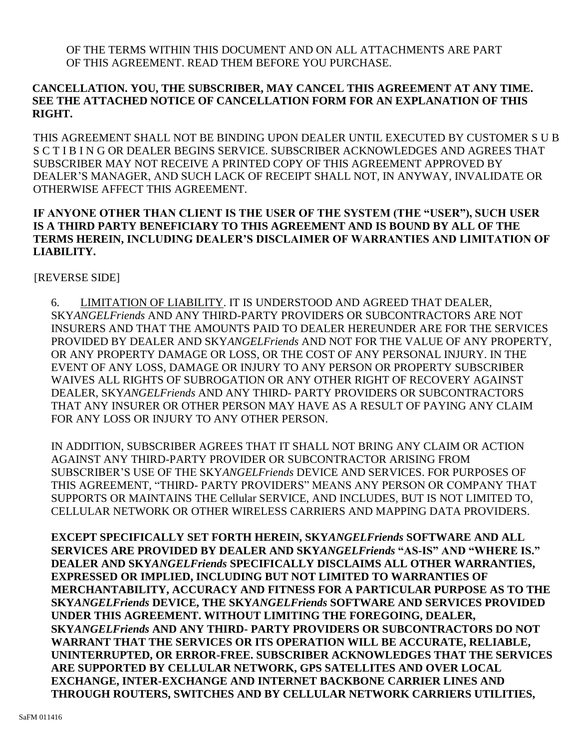OF THE TERMS WITHIN THIS DOCUMENT AND ON ALL ATTACHMENTS ARE PART OF THIS AGREEMENT. READ THEM BEFORE YOU PURCHASE.

**CANCELLATION. YOU, THE SUBSCRIBER, MAY CANCEL THIS AGREEMENT AT ANY TIME. SEE THE ATTACHED NOTICE OF CANCELLATION FORM FOR AN EXPLANATION OF THIS RIGHT.**

THIS AGREEMENT SHALL NOT BE BINDING UPON DEALER UNTIL EXECUTED BY CUSTOMER S U B S C T I B I N G OR DEALER BEGINS SERVICE. SUBSCRIBER ACKNOWLEDGES AND AGREES THAT SUBSCRIBER MAY NOT RECEIVE A PRINTED COPY OF THIS AGREEMENT APPROVED BY DEALER'S MANAGER, AND SUCH LACK OF RECEIPT SHALL NOT, IN ANYWAY, INVALIDATE OR OTHERWISE AFFECT THIS AGREEMENT.

**IF ANYONE OTHER THAN CLIENT IS THE USER OF THE SYSTEM (THE "USER"), SUCH USER IS A THIRD PARTY BENEFICIARY TO THIS AGREEMENT AND IS BOUND BY ALL OF THE TERMS HEREIN, INCLUDING DEALER'S DISCLAIMER OF WARRANTIES AND LIMITATION OF LIABILITY.**

[REVERSE SIDE]

6. LIMITATION OF LIABILITY. IT IS UNDERSTOOD AND AGREED THAT DEALER, SKY*ANGELFriends* AND ANY THIRD-PARTY PROVIDERS OR SUBCONTRACTORS ARE NOT INSURERS AND THAT THE AMOUNTS PAID TO DEALER HEREUNDER ARE FOR THE SERVICES PROVIDED BY DEALER AND SKY*ANGELFriends* AND NOT FOR THE VALUE OF ANY PROPERTY, OR ANY PROPERTY DAMAGE OR LOSS, OR THE COST OF ANY PERSONAL INJURY. IN THE EVENT OF ANY LOSS, DAMAGE OR INJURY TO ANY PERSON OR PROPERTY SUBSCRIBER WAIVES ALL RIGHTS OF SUBROGATION OR ANY OTHER RIGHT OF RECOVERY AGAINST DEALER, SKY*ANGELFriends* AND ANY THIRD- PARTY PROVIDERS OR SUBCONTRACTORS THAT ANY INSURER OR OTHER PERSON MAY HAVE AS A RESULT OF PAYING ANY CLAIM FOR ANY LOSS OR INJURY TO ANY OTHER PERSON.

IN ADDITION, SUBSCRIBER AGREES THAT IT SHALL NOT BRING ANY CLAIM OR ACTION AGAINST ANY THIRD-PARTY PROVIDER OR SUBCONTRACTOR ARISING FROM SUBSCRIBER'S USE OF THE SKY*ANGELFriends* DEVICE AND SERVICES. FOR PURPOSES OF THIS AGREEMENT, "THIRD- PARTY PROVIDERS" MEANS ANY PERSON OR COMPANY THAT SUPPORTS OR MAINTAINS THE Cellular SERVICE, AND INCLUDES, BUT IS NOT LIMITED TO, CELLULAR NETWORK OR OTHER WIRELESS CARRIERS AND MAPPING DATA PROVIDERS.

**EXCEPT SPECIFICALLY SET FORTH HEREIN, SKY*ANGELFriends* SOFTWARE AND ALL SERVICES ARE PROVIDED BY DEALER AND SKY*ANGELFriends* "AS-IS" AND "WHERE IS." DEALER AND SKY*ANGELFriends* SPECIFICALLY DISCLAIMS ALL OTHER WARRANTIES, EXPRESSED OR IMPLIED, INCLUDING BUT NOT LIMITED TO WARRANTIES OF MERCHANTABILITY, ACCURACY AND FITNESS FOR A PARTICULAR PURPOSE AS TO THE SKY*ANGELFriends* DEVICE, THE SKY*ANGELFriends* SOFTWARE AND SERVICES PROVIDED UNDER THIS AGREEMENT. WITHOUT LIMITING THE FOREGOING, DEALER, SKY*ANGELFriends* AND ANY THIRD- PARTY PROVIDERS OR SUBCONTRACTORS DO NOT WARRANT THAT THE SERVICES OR ITS OPERATION WILL BE ACCURATE, RELIABLE, UNINTERRUPTED, OR ERROR-FREE. SUBSCRIBER ACKNOWLEDGES THAT THE SERVICES ARE SUPPORTED BY CELLULAR NETWORK, GPS SATELLITES AND OVER LOCAL EXCHANGE, INTER-EXCHANGE AND INTERNET BACKBONE CARRIER LINES AND THROUGH ROUTERS, SWITCHES AND BY CELLULAR NETWORK CARRIERS UTILITIES,**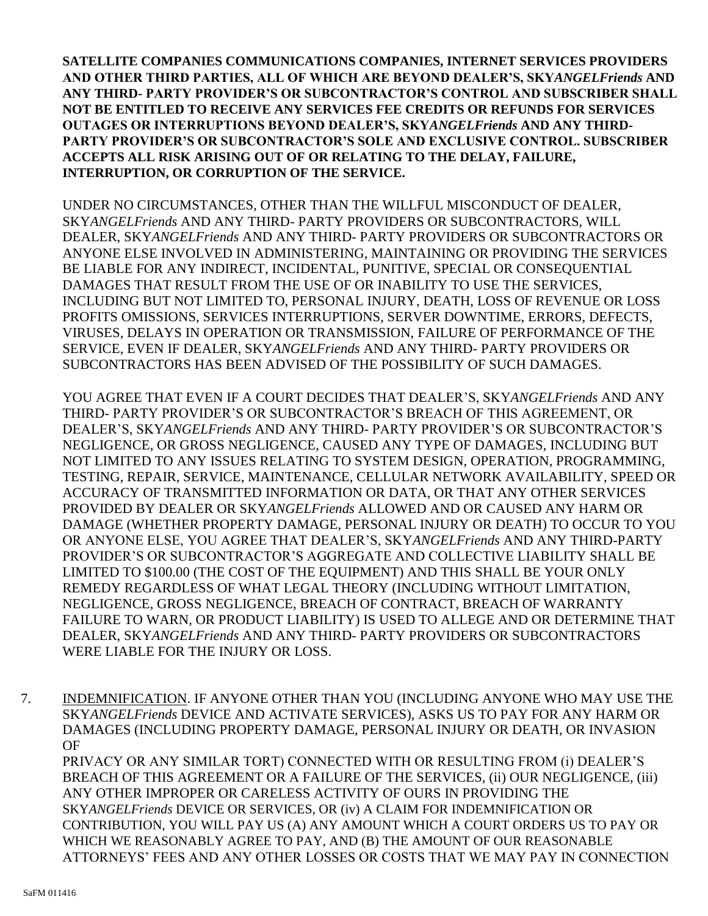**SATELLITE COMPANIES COMMUNICATIONS COMPANIES, INTERNET SERVICES PROVIDERS AND OTHER THIRD PARTIES, ALL OF WHICH ARE BEYOND DEALER'S, SKY*ANGELFriends* AND ANY THIRD- PARTY PROVIDER'S OR SUBCONTRACTOR'S CONTROL AND SUBSCRIBER SHALL NOT BE ENTITLED TO RECEIVE ANY SERVICES FEE CREDITS OR REFUNDS FOR SERVICES OUTAGES OR INTERRUPTIONS BEYOND DEALER'S, SKY*ANGELFriends* AND ANY THIRD-PARTY PROVIDER'S OR SUBCONTRACTOR'S SOLE AND EXCLUSIVE CONTROL. SUBSCRIBER ACCEPTS ALL RISK ARISING OUT OF OR RELATING TO THE DELAY, FAILURE, INTERRUPTION, OR CORRUPTION OF THE SERVICE.**

UNDER NO CIRCUMSTANCES, OTHER THAN THE WILLFUL MISCONDUCT OF DEALER, SKY*ANGELFriends* AND ANY THIRD- PARTY PROVIDERS OR SUBCONTRACTORS, WILL DEALER, SKY*ANGELFriends* AND ANY THIRD- PARTY PROVIDERS OR SUBCONTRACTORS OR ANYONE ELSE INVOLVED IN ADMINISTERING, MAINTAINING OR PROVIDING THE SERVICES BE LIABLE FOR ANY INDIRECT, INCIDENTAL, PUNITIVE, SPECIAL OR CONSEQUENTIAL DAMAGES THAT RESULT FROM THE USE OF OR INABILITY TO USE THE SERVICES, INCLUDING BUT NOT LIMITED TO, PERSONAL INJURY, DEATH, LOSS OF REVENUE OR LOSS PROFITS OMISSIONS, SERVICES INTERRUPTIONS, SERVER DOWNTIME, ERRORS, DEFECTS, VIRUSES, DELAYS IN OPERATION OR TRANSMISSION, FAILURE OF PERFORMANCE OF THE SERVICE, EVEN IF DEALER, SKY*ANGELFriends* AND ANY THIRD- PARTY PROVIDERS OR SUBCONTRACTORS HAS BEEN ADVISED OF THE POSSIBILITY OF SUCH DAMAGES.

YOU AGREE THAT EVEN IF A COURT DECIDES THAT DEALER'S, SKY*ANGELFriends* AND ANY THIRD- PARTY PROVIDER'S OR SUBCONTRACTOR'S BREACH OF THIS AGREEMENT, OR DEALER'S, SKY*ANGELFriends* AND ANY THIRD- PARTY PROVIDER'S OR SUBCONTRACTOR'S NEGLIGENCE, OR GROSS NEGLIGENCE, CAUSED ANY TYPE OF DAMAGES, INCLUDING BUT NOT LIMITED TO ANY ISSUES RELATING TO SYSTEM DESIGN, OPERATION, PROGRAMMING, TESTING, REPAIR, SERVICE, MAINTENANCE, CELLULAR NETWORK AVAILABILITY, SPEED OR ACCURACY OF TRANSMITTED INFORMATION OR DATA, OR THAT ANY OTHER SERVICES PROVIDED BY DEALER OR SKY*ANGELFriends* ALLOWED AND OR CAUSED ANY HARM OR DAMAGE (WHETHER PROPERTY DAMAGE, PERSONAL INJURY OR DEATH) TO OCCUR TO YOU OR ANYONE ELSE, YOU AGREE THAT DEALER'S, SKY*ANGELFriends* AND ANY THIRD-PARTY PROVIDER'S OR SUBCONTRACTOR'S AGGREGATE AND COLLECTIVE LIABILITY SHALL BE LIMITED TO $100.00 (THE COST OF THE EQUIPMENT) AND THIS SHALL BE YOUR ONLY REMEDY REGARDLESS OF WHAT LEGAL THEORY (INCLUDING WITHOUT LIMITATION, NEGLIGENCE, GROSS NEGLIGENCE, BREACH OF CONTRACT, BREACH OF WARRANTY FAILURE TO WARN, OR PRODUCT LIABILITY) IS USED TO ALLEGE AND OR DETERMINE THAT DEALER, SKY*ANGELFriends* AND ANY THIRD- PARTY PROVIDERS OR SUBCONTRACTORS WERE LIABLE FOR THE INJURY OR LOSS.

7. INDEMNIFICATION. IF ANYONE OTHER THAN YOU (INCLUDING ANYONE WHO MAY USE THE SKY*ANGELFriends* DEVICE AND ACTIVATE SERVICES), ASKS US TO PAY FOR ANY HARM OR DAMAGES (INCLUDING PROPERTY DAMAGE, PERSONAL INJURY OR DEATH, OR INVASION OF PRIVACY OR ANY SIMILAR TORT) CONNECTED WITH OR RESULTING FROM (i) DEALER'S BREACH OF THIS AGREEMENT OR A FAILURE OF THE SERVICES, (ii) OUR NEGLIGENCE, (iii) ANY OTHER IMPROPER OR CARELESS ACTIVITY OF OURS IN PROVIDING THE SKY*ANGELFriends* DEVICE OR SERVICES, OR (iv) A CLAIM FOR INDEMNIFICATION OR CONTRIBUTION, YOU WILL PAY US (A) ANY AMOUNT WHICH A COURT ORDERS US TO PAY OR WHICH WE REASONABLY AGREE TO PAY, AND (B) THE AMOUNT OF OUR REASONABLE ATTORNEYS' FEES AND ANY OTHER LOSSES OR COSTS THAT WE MAY PAY IN CONNECTION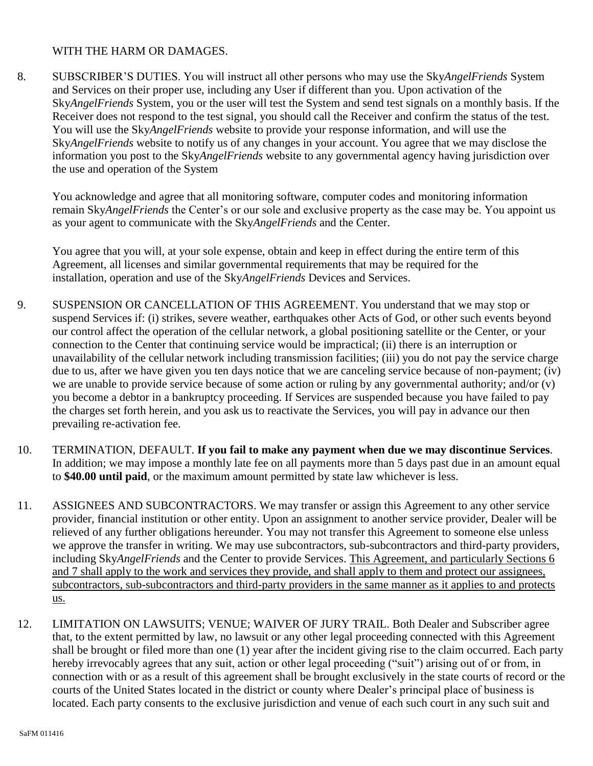WITH THE HARM OR DAMAGES.

8. SUBSCRIBER'S DUTIES. You will instruct all other persons who may use the Sky*AngelFriends* System and Services on their proper use, including any User if different than you. Upon activation of the Sky*AngelFriends* System, you or the user will test the System and send test signals on a monthly basis. If the Receiver does not respond to the test signal, you should call the Receiver and confirm the status of the test. You will use the Sky*AngelFriends* website to provide your response information, and will use the Sky*AngelFriends* website to notify us of any changes in your account. You agree that we may disclose the information you post to the Sky*AngelFriends* website to any governmental agency having jurisdiction over the use and operation of the System

   You acknowledge and agree that all monitoring software, computer codes and monitoring information remain Sky*AngelFriends* the Center's or our sole and exclusive property as the case may be. You appoint us as your agent to communicate with the Sky*AngelFriends* and the Center.

   You agree that you will, at your sole expense, obtain and keep in effect during the entire term of this Agreement, all licenses and similar governmental requirements that may be required for the installation, operation and use of the Sky*AngelFriends* Devices and Services.

9. SUSPENSION OR CANCELLATION OF THIS AGREEMENT. You understand that we may stop or suspend Services if: (i) strikes, severe weather, earthquakes other Acts of God, or other such events beyond our control affect the operation of the cellular network, a global positioning satellite or the Center, or your connection to the Center that continuing service would be impractical; (ii) there is an interruption or unavailability of the cellular network including transmission facilities; (iii) you do not pay the service charge due to us, after we have given you ten days notice that we are canceling service because of non-payment; (iv) we are unable to provide service because of some action or ruling by any governmental authority; and/or (v) you become a debtor in a bankruptcy proceeding. If Services are suspended because you have failed to pay the charges set forth herein, and you ask us to reactivate the Services, you will pay in advance our then prevailing re-activation fee.

10. TERMINATION, DEFAULT. **If you fail to make any payment when due we may discontinue Services**. In addition; we may impose a monthly late fee on all payments more than 5 days past due in an amount equal to **$40.00 until paid**, or the maximum amount permitted by state law whichever is less.

11. ASSIGNEES AND SUBCONTRACTORS. We may transfer or assign this Agreement to any other service provider, financial institution or other entity. Upon an assignment to another service provider, Dealer will be relieved of any further obligations hereunder. You may not transfer this Agreement to someone else unless we approve the transfer in writing. We may use subcontractors, sub-subcontractors and third-party providers, including Sky*AngelFriends* and the Center to provide Services. <u>This Agreement, and particularly Sections 6 and 7 shall apply to the work and services they provide, and shall apply to them and protect our assignees, subcontractors, sub-subcontractors and third-party providers in the same manner as it applies to and protects us.</u>

12. LIMITATION ON LAWSUITS; VENUE; WAIVER OF JURY TRAIL. Both Dealer and Subscriber agree that, to the extent permitted by law, no lawsuit or any other legal proceeding connected with this Agreement shall be brought or filed more than one (1) year after the incident giving rise to the claim occurred. Each party hereby irrevocably agrees that any suit, action or other legal proceeding ("suit") arising out of or from, in connection with or as a result of this agreement shall be brought exclusively in the state courts of record or the courts of the United States located in the district or county where Dealer's principal place of business is located. Each party consents to the exclusive jurisdiction and venue of each such court in any such suit and

SaFM 011416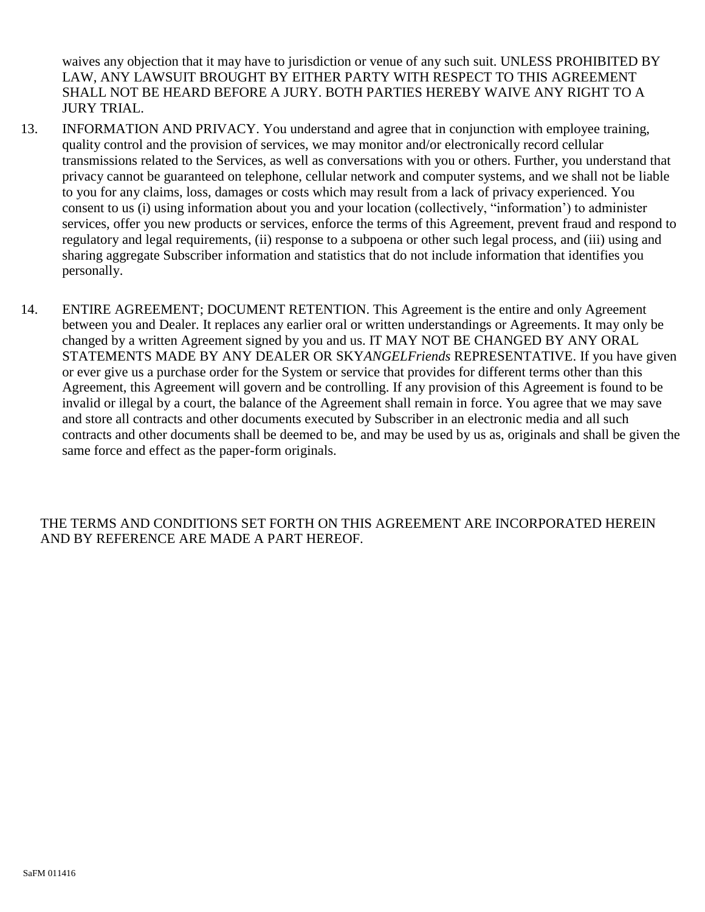waives any objection that it may have to jurisdiction or venue of any such suit. UNLESS PROHIBITED BY LAW, ANY LAWSUIT BROUGHT BY EITHER PARTY WITH RESPECT TO THIS AGREEMENT SHALL NOT BE HEARD BEFORE A JURY. BOTH PARTIES HEREBY WAIVE ANY RIGHT TO A JURY TRIAL.

13. INFORMATION AND PRIVACY. You understand and agree that in conjunction with employee training, quality control and the provision of services, we may monitor and/or electronically record cellular transmissions related to the Services, as well as conversations with you or others. Further, you understand that privacy cannot be guaranteed on telephone, cellular network and computer systems, and we shall not be liable to you for any claims, loss, damages or costs which may result from a lack of privacy experienced. You consent to us (i) using information about you and your location (collectively, "information') to administer services, offer you new products or services, enforce the terms of this Agreement, prevent fraud and respond to regulatory and legal requirements, (ii) response to a subpoena or other such legal process, and (iii) using and sharing aggregate Subscriber information and statistics that do not include information that identifies you personally.

14. ENTIRE AGREEMENT; DOCUMENT RETENTION. This Agreement is the entire and only Agreement between you and Dealer. It replaces any earlier oral or written understandings or Agreements. It may only be changed by a written Agreement signed by you and us. IT MAY NOT BE CHANGED BY ANY ORAL STATEMENTS MADE BY ANY DEALER OR SKY*ANGELFriends* REPRESENTATIVE. If you have given or ever give us a purchase order for the System or service that provides for different terms other than this Agreement, this Agreement will govern and be controlling. If any provision of this Agreement is found to be invalid or illegal by a court, the balance of the Agreement shall remain in force. You agree that we may save and store all contracts and other documents executed by Subscriber in an electronic media and all such contracts and other documents shall be deemed to be, and may be used by us as, originals and shall be given the same force and effect as the paper-form originals.

THE TERMS AND CONDITIONS SET FORTH ON THIS AGREEMENT ARE INCORPORATED HEREIN AND BY REFERENCE ARE MADE A PART HEREOF.

SaFM 011416